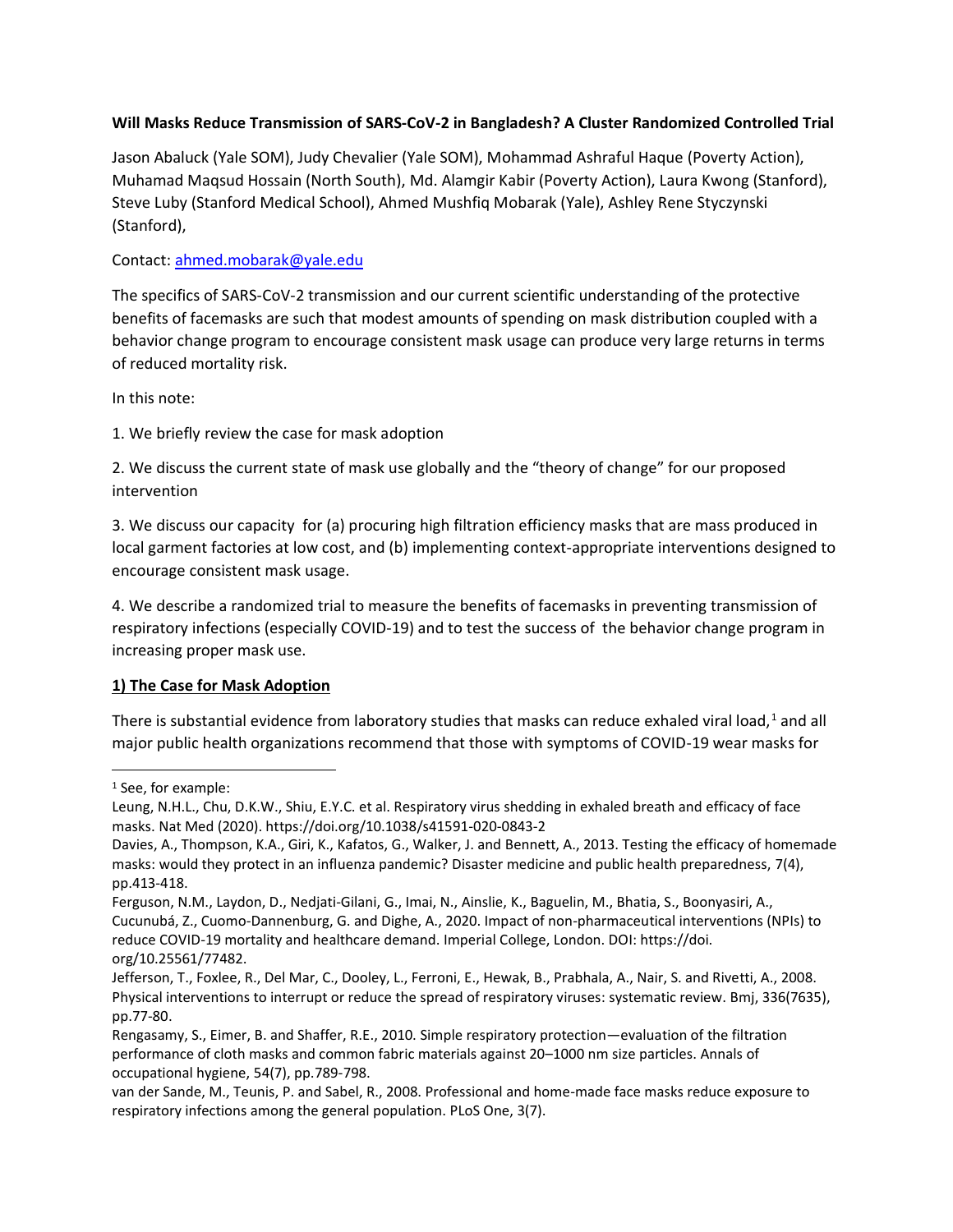**Will Masks Reduce Transmission of SARS-CoV-2 in Bangladesh? A Cluster Randomized Controlled Trial**

Jason Abaluck (Yale SOM), Judy Chevalier (Yale SOM), Mohammad Ashraful Haque (Poverty Action), Muhamad Maqsud Hossain (North South), Md. Alamgir Kabir (Poverty Action), Laura Kwong (Stanford), Steve Luby (Stanford Medical School), Ahmed Mushfiq Mobarak (Yale), Ashley Rene Styczynski (Stanford),

Contact: ahmed.mobarak@yale.edu

The specifics of SARS-CoV-2 transmission and our current scientific understanding of the protective benefits of facemasks are such that modest amounts of spending on mask distribution coupled with a behavior change program to encourage consistent mask usage can produce very large returns in terms of reduced mortality risk.

In this note:

1. We briefly review the case for mask adoption

2. We discuss the current state of mask use globally and the "theory of change" for our proposed intervention

3. We discuss our capacity for (a) procuring high filtration efficiency masks that are mass produced in local garment factories at low cost, and (b) implementing context-appropriate interventions designed to encourage consistent mask usage.

4. We describe a randomized trial to measure the benefits of facemasks in preventing transmission of respiratory infections (especially COVID-19) and to test the success of the behavior change program in increasing proper mask use.

## 1) The Case for Mask Adoption

There is substantial evidence from laboratory studies that masks can reduce exhaled viral load,[1] and all major public health organizations recommend that those with symptoms of COVID-19 wear masks for

---

[1] See, for example:

Leung, N.H.L., Chu, D.K.W., Shiu, E.Y.C. et al. Respiratory virus shedding in exhaled breath and efficacy of face masks. Nat Med (2020). https://doi.org/10.1038/s41591-020-0843-2

Davies, A., Thompson, K.A., Giri, K., Kafatos, G., Walker, J. and Bennett, A., 2013. Testing the efficacy of homemade masks: would they protect in an influenza pandemic? Disaster medicine and public health preparedness, 7(4), pp.413-418.

Ferguson, N.M., Laydon, D., Nedjati-Gilani, G., Imai, N., Ainslie, K., Baguelin, M., Bhatia, S., Boonyasiri, A., Cucunubá, Z., Cuomo-Dannenburg, G. and Dighe, A., 2020. Impact of non-pharmaceutical interventions (NPIs) to reduce COVID-19 mortality and healthcare demand. Imperial College, London. DOI: https://doi.org/10.25561/77482.

Jefferson, T., Foxlee, R., Del Mar, C., Dooley, L., Ferroni, E., Hewak, B., Prabhala, A., Nair, S. and Rivetti, A., 2008. Physical interventions to interrupt or reduce the spread of respiratory viruses: systematic review. Bmj, 336(7635), pp.77-80.

Rengasamy, S., Eimer, B. and Shaffer, R.E., 2010. Simple respiratory protection—evaluation of the filtration performance of cloth masks and common fabric materials against 20–1000 nm size particles. Annals of occupational hygiene, 54(7), pp.789-798.

van der Sande, M., Teunis, P. and Sabel, R., 2008. Professional and home-made face masks reduce exposure to respiratory infections among the general population. PLoS One, 3(7).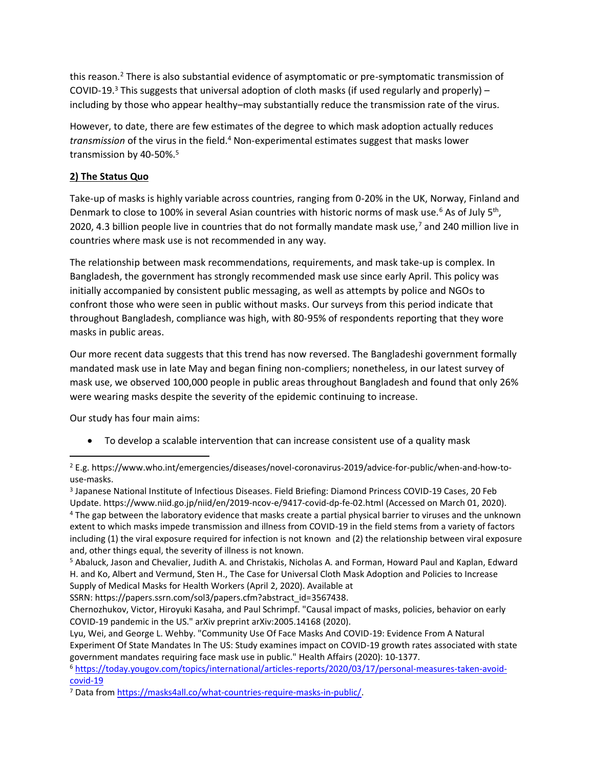this reason.[2] There is also substantial evidence of asymptomatic or pre-symptomatic transmission of COVID-19.[3] This suggests that universal adoption of cloth masks (if used regularly and properly) – including by those who appear healthy–may substantially reduce the transmission rate of the virus.

However, to date, there are few estimates of the degree to which mask adoption actually reduces *transmission* of the virus in the field.[4] Non-experimental estimates suggest that masks lower transmission by 40-50%.[5]

**2) The Status Quo**

Take-up of masks is highly variable across countries, ranging from 0-20% in the UK, Norway, Finland and Denmark to close to 100% in several Asian countries with historic norms of mask use.[6] As of July 5th, 2020, 4.3 billion people live in countries that do not formally mandate mask use,[7] and 240 million live in countries where mask use is not recommended in any way.

The relationship between mask recommendations, requirements, and mask take-up is complex. In Bangladesh, the government has strongly recommended mask use since early April. This policy was initially accompanied by consistent public messaging, as well as attempts by police and NGOs to confront those who were seen in public without masks. Our surveys from this period indicate that throughout Bangladesh, compliance was high, with 80-95% of respondents reporting that they wore masks in public areas.

Our more recent data suggests that this trend has now reversed. The Bangladeshi government formally mandated mask use in late May and began fining non-compliers; nonetheless, in our latest survey of mask use, we observed 100,000 people in public areas throughout Bangladesh and found that only 26% were wearing masks despite the severity of the epidemic continuing to increase.

Our study has four main aims:

- To develop a scalable intervention that can increase consistent use of a quality mask

---

[2] E.g. https://www.who.int/emergencies/diseases/novel-coronavirus-2019/advice-for-public/when-and-how-to-use-masks.

[3] Japanese National Institute of Infectious Diseases. Field Briefing: Diamond Princess COVID-19 Cases, 20 Feb Update. https://www.niid.go.jp/niid/en/2019-ncov-e/9417-covid-dp-fe-02.html (Accessed on March 01, 2020).

[4] The gap between the laboratory evidence that masks create a partial physical barrier to viruses and the unknown extent to which masks impede transmission and illness from COVID-19 in the field stems from a variety of factors including (1) the viral exposure required for infection is not known and (2) the relationship between viral exposure and, other things equal, the severity of illness is not known.

[5] Abaluck, Jason and Chevalier, Judith A. and Christakis, Nicholas A. and Forman, Howard Paul and Kaplan, Edward H. and Ko, Albert and Vermund, Sten H., The Case for Universal Cloth Mask Adoption and Policies to Increase Supply of Medical Masks for Health Workers (April 2, 2020). Available at SSRN: https://papers.ssrn.com/sol3/papers.cfm?abstract_id=3567438.
Chernozhukov, Victor, Hiroyuki Kasaha, and Paul Schrimpf. "Causal impact of masks, policies, behavior on early COVID-19 pandemic in the US." arXiv preprint arXiv:2005.14168 (2020).
Lyu, Wei, and George L. Wehby. "Community Use Of Face Masks And COVID-19: Evidence From A Natural Experiment Of State Mandates In The US: Study examines impact on COVID-19 growth rates associated with state government mandates requiring face mask use in public." Health Affairs (2020): 10-1377.

[6] https://today.yougov.com/topics/international/articles-reports/2020/03/17/personal-measures-taken-avoid-covid-19

[7] Data from https://masks4all.co/what-countries-require-masks-in-public/.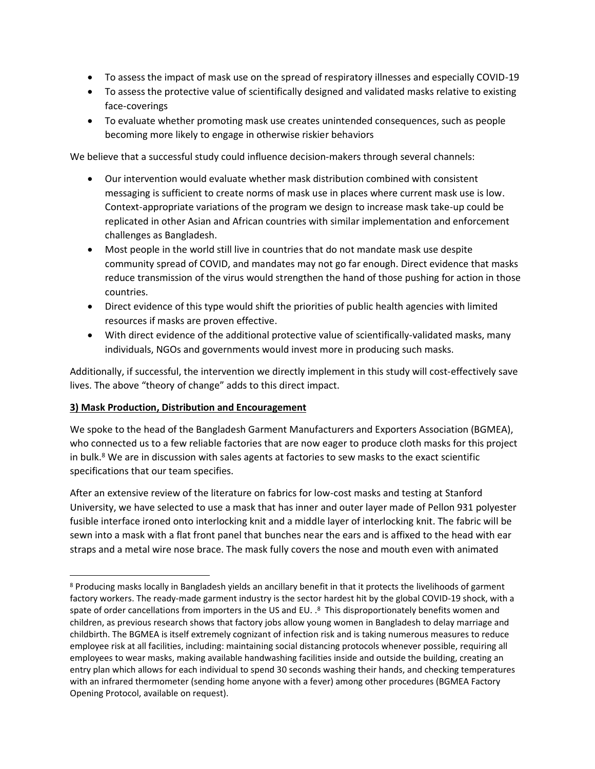- To assess the impact of mask use on the spread of respiratory illnesses and especially COVID-19
- To assess the protective value of scientifically designed and validated masks relative to existing face-coverings
- To evaluate whether promoting mask use creates unintended consequences, such as people becoming more likely to engage in otherwise riskier behaviors

We believe that a successful study could influence decision-makers through several channels:

- Our intervention would evaluate whether mask distribution combined with consistent messaging is sufficient to create norms of mask use in places where current mask use is low. Context-appropriate variations of the program we design to increase mask take-up could be replicated in other Asian and African countries with similar implementation and enforcement challenges as Bangladesh.
- Most people in the world still live in countries that do not mandate mask use despite community spread of COVID, and mandates may not go far enough. Direct evidence that masks reduce transmission of the virus would strengthen the hand of those pushing for action in those countries.
- Direct evidence of this type would shift the priorities of public health agencies with limited resources if masks are proven effective.
- With direct evidence of the additional protective value of scientifically-validated masks, many individuals, NGOs and governments would invest more in producing such masks.

Additionally, if successful, the intervention we directly implement in this study will cost-effectively save lives. The above "theory of change" adds to this direct impact.

## 3) Mask Production, Distribution and Encouragement

We spoke to the head of the Bangladesh Garment Manufacturers and Exporters Association (BGMEA), who connected us to a few reliable factories that are now eager to produce cloth masks for this project in bulk.[8] We are in discussion with sales agents at factories to sew masks to the exact scientific specifications that our team specifies.

After an extensive review of the literature on fabrics for low-cost masks and testing at Stanford University, we have selected to use a mask that has inner and outer layer made of Pellon 931 polyester fusible interface ironed onto interlocking knit and a middle layer of interlocking knit. The fabric will be sewn into a mask with a flat front panel that bunches near the ears and is affixed to the head with ear straps and a metal wire nose brace. The mask fully covers the nose and mouth even with animated

[8] Producing masks locally in Bangladesh yields an ancillary benefit in that it protects the livelihoods of garment factory workers. The ready-made garment industry is the sector hardest hit by the global COVID-19 shock, with a spate of order cancellations from importers in the US and EU. .[8] This disproportionately benefits women and children, as previous research shows that factory jobs allow young women in Bangladesh to delay marriage and childbirth. The BGMEA is itself extremely cognizant of infection risk and is taking numerous measures to reduce employee risk at all facilities, including: maintaining social distancing protocols whenever possible, requiring all employees to wear masks, making available handwashing facilities inside and outside the building, creating an entry plan which allows for each individual to spend 30 seconds washing their hands, and checking temperatures with an infrared thermometer (sending home anyone with a fever) among other procedures (BGMEA Factory Opening Protocol, available on request).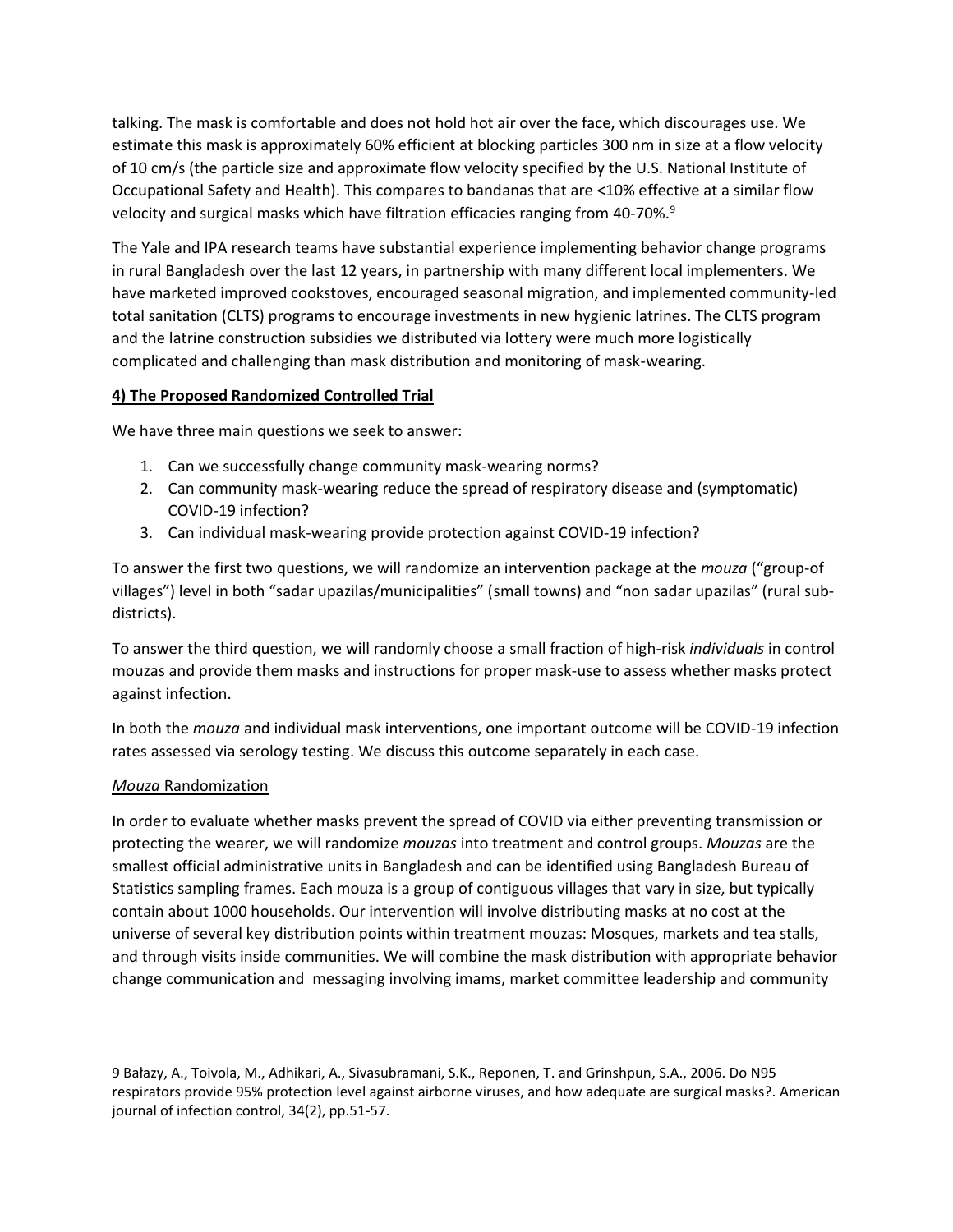talking. The mask is comfortable and does not hold hot air over the face, which discourages use. We estimate this mask is approximately 60% efficient at blocking particles 300 nm in size at a flow velocity of 10 cm/s (the particle size and approximate flow velocity specified by the U.S. National Institute of Occupational Safety and Health). This compares to bandanas that are <10% effective at a similar flow velocity and surgical masks which have filtration efficacies ranging from 40-70%.[9]

The Yale and IPA research teams have substantial experience implementing behavior change programs in rural Bangladesh over the last 12 years, in partnership with many different local implementers. We have marketed improved cookstoves, encouraged seasonal migration, and implemented community-led total sanitation (CLTS) programs to encourage investments in new hygienic latrines. The CLTS program and the latrine construction subsidies we distributed via lottery were much more logistically complicated and challenging than mask distribution and monitoring of mask-wearing.

## 4) The Proposed Randomized Controlled Trial

We have three main questions we seek to answer:

1. Can we successfully change community mask-wearing norms?
2. Can community mask-wearing reduce the spread of respiratory disease and (symptomatic) COVID-19 infection?
3. Can individual mask-wearing provide protection against COVID-19 infection?

To answer the first two questions, we will randomize an intervention package at the *mouza* ("group-of villages") level in both "sadar upazilas/municipalities" (small towns) and "non sadar upazilas" (rural sub-districts).

To answer the third question, we will randomly choose a small fraction of high-risk *individuals* in control mouzas and provide them masks and instructions for proper mask-use to assess whether masks protect against infection.

In both the *mouza* and individual mask interventions, one important outcome will be COVID-19 infection rates assessed via serology testing. We discuss this outcome separately in each case.

### *Mouza* Randomization

In order to evaluate whether masks prevent the spread of COVID via either preventing transmission or protecting the wearer, we will randomize *mouzas* into treatment and control groups. *Mouzas* are the smallest official administrative units in Bangladesh and can be identified using Bangladesh Bureau of Statistics sampling frames. Each mouza is a group of contiguous villages that vary in size, but typically contain about 1000 households. Our intervention will involve distributing masks at no cost at the universe of several key distribution points within treatment mouzas: Mosques, markets and tea stalls, and through visits inside communities. We will combine the mask distribution with appropriate behavior change communication and messaging involving imams, market committee leadership and community

---

9 Bałazy, A., Toivola, M., Adhikari, A., Sivasubramani, S.K., Reponen, T. and Grinshpun, S.A., 2006. Do N95 respirators provide 95% protection level against airborne viruses, and how adequate are surgical masks?. American journal of infection control, 34(2), pp.51-57.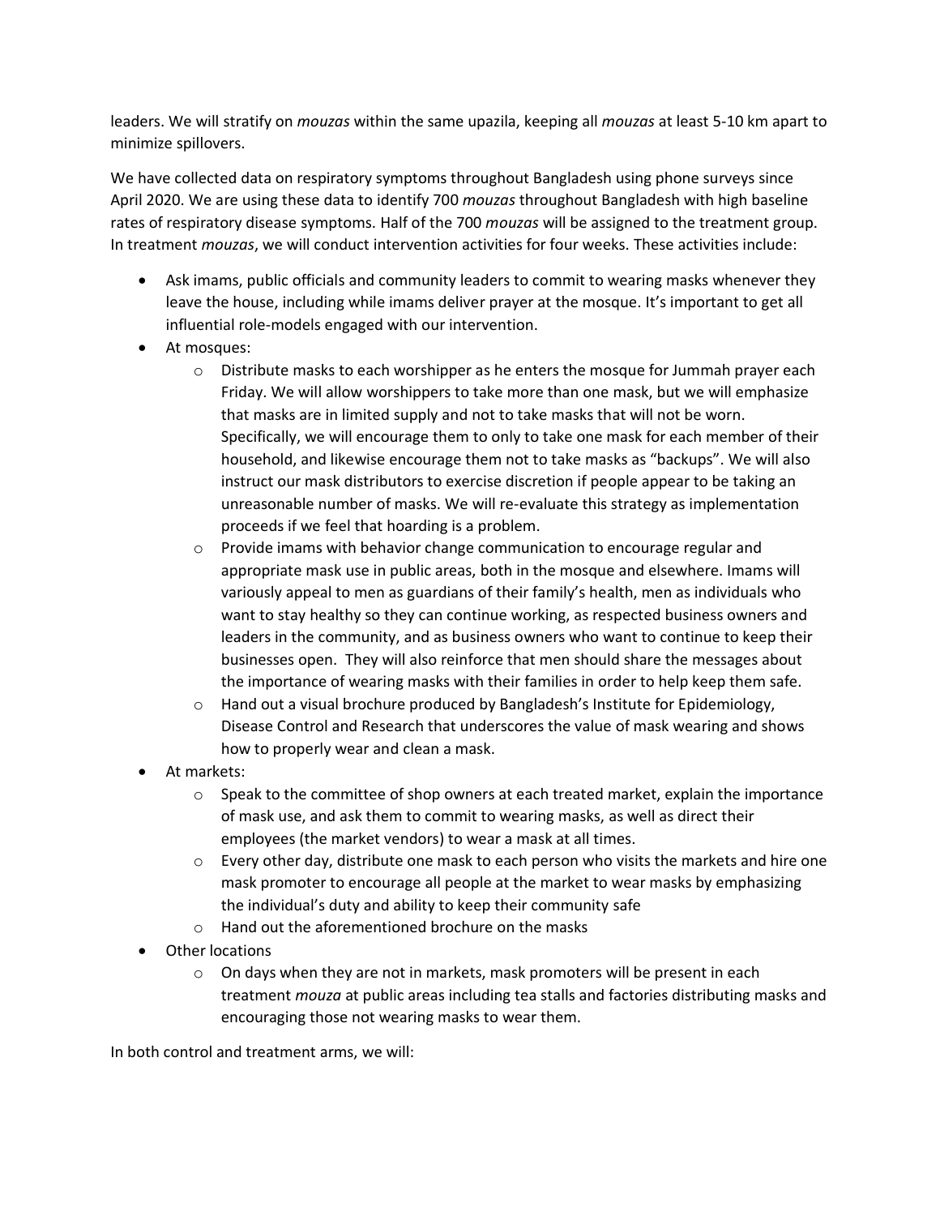leaders. We will stratify on *mouzas* within the same upazila, keeping all *mouzas* at least 5-10 km apart to minimize spillovers.

We have collected data on respiratory symptoms throughout Bangladesh using phone surveys since April 2020. We are using these data to identify 700 *mouzas* throughout Bangladesh with high baseline rates of respiratory disease symptoms. Half of the 700 *mouzas* will be assigned to the treatment group. In treatment *mouzas*, we will conduct intervention activities for four weeks. These activities include:

- Ask imams, public officials and community leaders to commit to wearing masks whenever they leave the house, including while imams deliver prayer at the mosque. It's important to get all influential role-models engaged with our intervention.
- At mosques:
  - Distribute masks to each worshipper as he enters the mosque for Jummah prayer each Friday. We will allow worshippers to take more than one mask, but we will emphasize that masks are in limited supply and not to take masks that will not be worn. Specifically, we will encourage them to only to take one mask for each member of their household, and likewise encourage them not to take masks as "backups". We will also instruct our mask distributors to exercise discretion if people appear to be taking an unreasonable number of masks. We will re-evaluate this strategy as implementation proceeds if we feel that hoarding is a problem.
  - Provide imams with behavior change communication to encourage regular and appropriate mask use in public areas, both in the mosque and elsewhere. Imams will variously appeal to men as guardians of their family's health, men as individuals who want to stay healthy so they can continue working, as respected business owners and leaders in the community, and as business owners who want to continue to keep their businesses open. They will also reinforce that men should share the messages about the importance of wearing masks with their families in order to help keep them safe.
  - Hand out a visual brochure produced by Bangladesh's Institute for Epidemiology, Disease Control and Research that underscores the value of mask wearing and shows how to properly wear and clean a mask.
- At markets:
  - Speak to the committee of shop owners at each treated market, explain the importance of mask use, and ask them to commit to wearing masks, as well as direct their employees (the market vendors) to wear a mask at all times.
  - Every other day, distribute one mask to each person who visits the markets and hire one mask promoter to encourage all people at the market to wear masks by emphasizing the individual's duty and ability to keep their community safe
  - Hand out the aforementioned brochure on the masks
- Other locations
  - On days when they are not in markets, mask promoters will be present in each treatment *mouza* at public areas including tea stalls and factories distributing masks and encouraging those not wearing masks to wear them.

In both control and treatment arms, we will: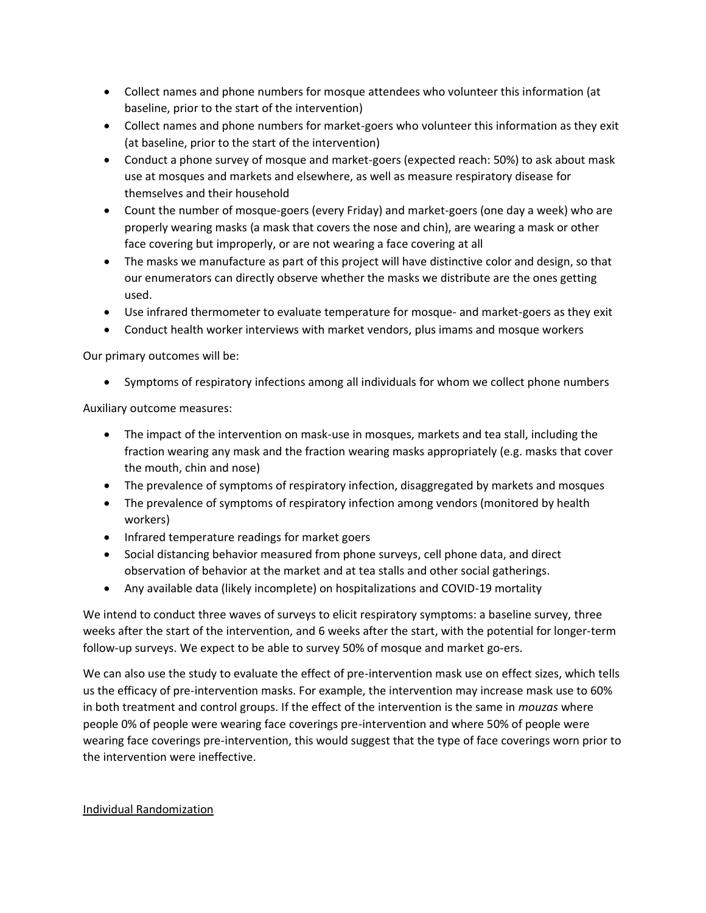- Collect names and phone numbers for mosque attendees who volunteer this information (at baseline, prior to the start of the intervention)
- Collect names and phone numbers for market-goers who volunteer this information as they exit (at baseline, prior to the start of the intervention)
- Conduct a phone survey of mosque and market-goers (expected reach: 50%) to ask about mask use at mosques and markets and elsewhere, as well as measure respiratory disease for themselves and their household
- Count the number of mosque-goers (every Friday) and market-goers (one day a week) who are properly wearing masks (a mask that covers the nose and chin), are wearing a mask or other face covering but improperly, or are not wearing a face covering at all
- The masks we manufacture as part of this project will have distinctive color and design, so that our enumerators can directly observe whether the masks we distribute are the ones getting used.
- Use infrared thermometer to evaluate temperature for mosque- and market-goers as they exit
- Conduct health worker interviews with market vendors, plus imams and mosque workers

Our primary outcomes will be:

- Symptoms of respiratory infections among all individuals for whom we collect phone numbers

Auxiliary outcome measures:

- The impact of the intervention on mask-use in mosques, markets and tea stall, including the fraction wearing any mask and the fraction wearing masks appropriately (e.g. masks that cover the mouth, chin and nose)
- The prevalence of symptoms of respiratory infection, disaggregated by markets and mosques
- The prevalence of symptoms of respiratory infection among vendors (monitored by health workers)
- Infrared temperature readings for market goers
- Social distancing behavior measured from phone surveys, cell phone data, and direct observation of behavior at the market and at tea stalls and other social gatherings.
- Any available data (likely incomplete) on hospitalizations and COVID-19 mortality

We intend to conduct three waves of surveys to elicit respiratory symptoms: a baseline survey, three weeks after the start of the intervention, and 6 weeks after the start, with the potential for longer-term follow-up surveys. We expect to be able to survey 50% of mosque and market go-ers.

We can also use the study to evaluate the effect of pre-intervention mask use on effect sizes, which tells us the efficacy of pre-intervention masks. For example, the intervention may increase mask use to 60% in both treatment and control groups. If the effect of the intervention is the same in *mouzas* where people 0% of people were wearing face coverings pre-intervention and where 50% of people were wearing face coverings pre-intervention, this would suggest that the type of face coverings worn prior to the intervention were ineffective.

<u>Individual Randomization</u>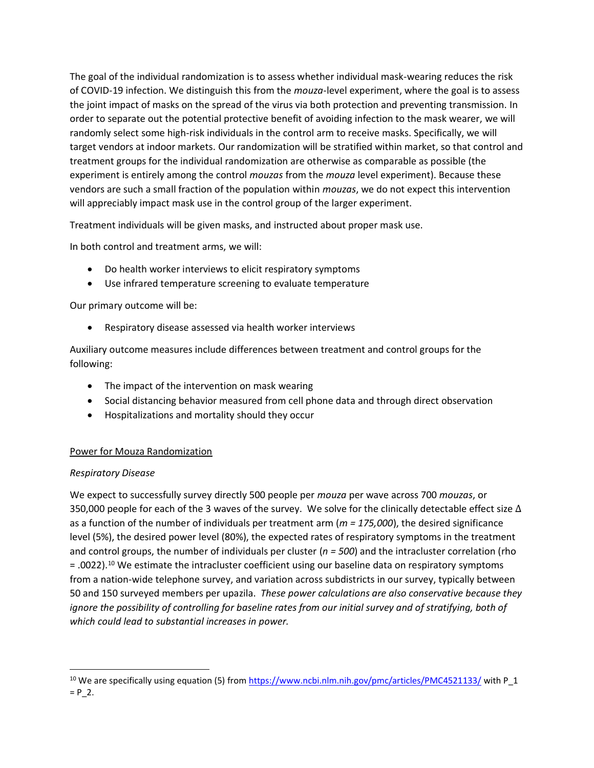The goal of the individual randomization is to assess whether individual mask-wearing reduces the risk of COVID-19 infection. We distinguish this from the *mouza*-level experiment, where the goal is to assess the joint impact of masks on the spread of the virus via both protection and preventing transmission. In order to separate out the potential protective benefit of avoiding infection to the mask wearer, we will randomly select some high-risk individuals in the control arm to receive masks. Specifically, we will target vendors at indoor markets. Our randomization will be stratified within market, so that control and treatment groups for the individual randomization are otherwise as comparable as possible (the experiment is entirely among the control *mouzas* from the *mouza* level experiment). Because these vendors are such a small fraction of the population within *mouzas*, we do not expect this intervention will appreciably impact mask use in the control group of the larger experiment.

Treatment individuals will be given masks, and instructed about proper mask use.

In both control and treatment arms, we will:

- Do health worker interviews to elicit respiratory symptoms
- Use infrared temperature screening to evaluate temperature

Our primary outcome will be:

- Respiratory disease assessed via health worker interviews

Auxiliary outcome measures include differences between treatment and control groups for the following:

- The impact of the intervention on mask wearing
- Social distancing behavior measured from cell phone data and through direct observation
- Hospitalizations and mortality should they occur

## Power for Mouza Randomization

### *Respiratory Disease*

We expect to successfully survey directly 500 people per *mouza* per wave across 700 *mouzas*, or 350,000 people for each of the 3 waves of the survey. We solve for the clinically detectable effect size $\Delta$ as a function of the number of individuals per treatment arm ($m = 175{,}000$), the desired significance level (5%), the desired power level (80%), the expected rates of respiratory symptoms in the treatment and control groups, the number of individuals per cluster ($n = 500$) and the intracluster correlation (rho = .0022).[10] We estimate the intracluster coefficient using our baseline data on respiratory symptoms from a nation-wide telephone survey, and variation across subdistricts in our survey, typically between 50 and 150 surveyed members per upazila. *These power calculations are also conservative because they ignore the possibility of controlling for baseline rates from our initial survey and of stratifying, both of which could lead to substantial increases in power.*

[10] We are specifically using equation (5) from https://www.ncbi.nlm.nih.gov/pmc/articles/PMC4521133/ with $P_1 = P_2$.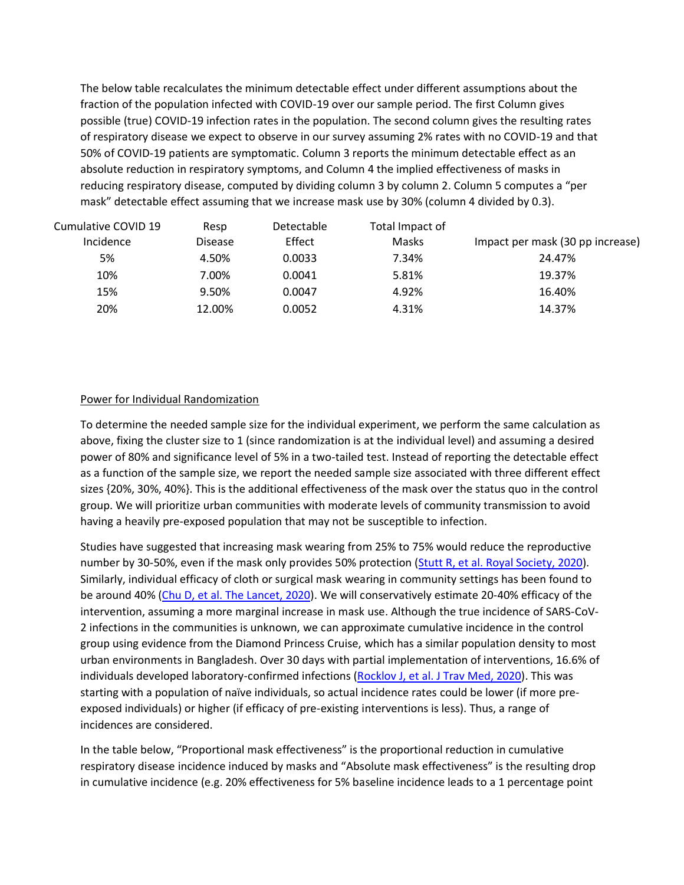The below table recalculates the minimum detectable effect under different assumptions about the fraction of the population infected with COVID-19 over our sample period. The first Column gives possible (true) COVID-19 infection rates in the population. The second column gives the resulting rates of respiratory disease we expect to observe in our survey assuming 2% rates with no COVID-19 and that 50% of COVID-19 patients are symptomatic. Column 3 reports the minimum detectable effect as an absolute reduction in respiratory symptoms, and Column 4 the implied effectiveness of masks in reducing respiratory disease, computed by dividing column 3 by column 2. Column 5 computes a "per mask" detectable effect assuming that we increase mask use by 30% (column 4 divided by 0.3).

| Cumulative COVID 19 Incidence | Resp Disease | Detectable Effect | Total Impact of Masks | Impact per mask (30 pp increase) |
|---|---|---|---|---|
| 5% | 4.50% | 0.0033 | 7.34% | 24.47% |
| 10% | 7.00% | 0.0041 | 5.81% | 19.37% |
| 15% | 9.50% | 0.0047 | 4.92% | 16.40% |
| 20% | 12.00% | 0.0052 | 4.31% | 14.37% |

<u>Power for Individual Randomization</u>

To determine the needed sample size for the individual experiment, we perform the same calculation as above, fixing the cluster size to 1 (since randomization is at the individual level) and assuming a desired power of 80% and significance level of 5% in a two-tailed test. Instead of reporting the detectable effect as a function of the sample size, we report the needed sample size associated with three different effect sizes {20%, 30%, 40%}. This is the additional effectiveness of the mask over the status quo in the control group. We will prioritize urban communities with moderate levels of community transmission to avoid having a heavily pre-exposed population that may not be susceptible to infection.

Studies have suggested that increasing mask wearing from 25% to 75% would reduce the reproductive number by 30-50%, even if the mask only provides 50% protection (Stutt R, et al. Royal Society, 2020). Similarly, individual efficacy of cloth or surgical mask wearing in community settings has been found to be around 40% (Chu D, et al. The Lancet, 2020). We will conservatively estimate 20-40% efficacy of the intervention, assuming a more marginal increase in mask use. Although the true incidence of SARS-CoV-2 infections in the communities is unknown, we can approximate cumulative incidence in the control group using evidence from the Diamond Princess Cruise, which has a similar population density to most urban environments in Bangladesh. Over 30 days with partial implementation of interventions, 16.6% of individuals developed laboratory-confirmed infections (Rocklov J, et al. J Trav Med, 2020). This was starting with a population of naïve individuals, so actual incidence rates could be lower (if more pre-exposed individuals) or higher (if efficacy of pre-existing interventions is less). Thus, a range of incidences are considered.

In the table below, "Proportional mask effectiveness" is the proportional reduction in cumulative respiratory disease incidence induced by masks and "Absolute mask effectiveness" is the resulting drop in cumulative incidence (e.g. 20% effectiveness for 5% baseline incidence leads to a 1 percentage point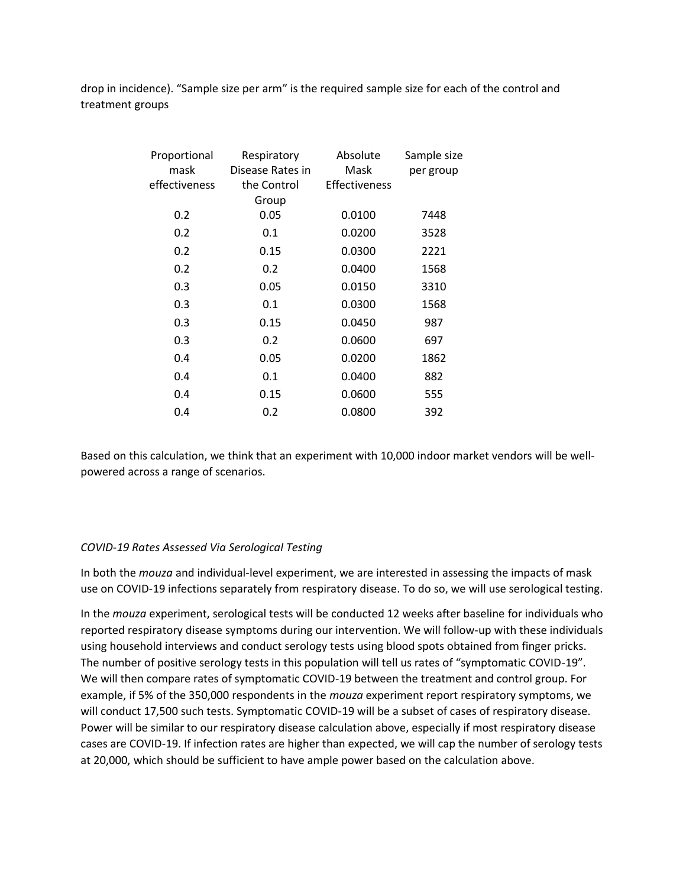drop in incidence). “Sample size per arm” is the required sample size for each of the control and treatment groups

| Proportional mask effectiveness | Respiratory Disease Rates in the Control Group | Absolute Mask Effectiveness | Sample size per group |
|---|---|---|---|
| 0.2 | 0.05 | 0.0100 | 7448 |
| 0.2 | 0.1 | 0.0200 | 3528 |
| 0.2 | 0.15 | 0.0300 | 2221 |
| 0.2 | 0.2 | 0.0400 | 1568 |
| 0.3 | 0.05 | 0.0150 | 3310 |
| 0.3 | 0.1 | 0.0300 | 1568 |
| 0.3 | 0.15 | 0.0450 | 987 |
| 0.3 | 0.2 | 0.0600 | 697 |
| 0.4 | 0.05 | 0.0200 | 1862 |
| 0.4 | 0.1 | 0.0400 | 882 |
| 0.4 | 0.15 | 0.0600 | 555 |
| 0.4 | 0.2 | 0.0800 | 392 |

Based on this calculation, we think that an experiment with 10,000 indoor market vendors will be well-powered across a range of scenarios.

*COVID-19 Rates Assessed Via Serological Testing*

In both the *mouza* and individual-level experiment, we are interested in assessing the impacts of mask use on COVID-19 infections separately from respiratory disease. To do so, we will use serological testing.

In the *mouza* experiment, serological tests will be conducted 12 weeks after baseline for individuals who reported respiratory disease symptoms during our intervention. We will follow-up with these individuals using household interviews and conduct serology tests using blood spots obtained from finger pricks. The number of positive serology tests in this population will tell us rates of “symptomatic COVID-19”. We will then compare rates of symptomatic COVID-19 between the treatment and control group. For example, if 5% of the 350,000 respondents in the *mouza* experiment report respiratory symptoms, we will conduct 17,500 such tests. Symptomatic COVID-19 will be a subset of cases of respiratory disease. Power will be similar to our respiratory disease calculation above, especially if most respiratory disease cases are COVID-19. If infection rates are higher than expected, we will cap the number of serology tests at 20,000, which should be sufficient to have ample power based on the calculation above.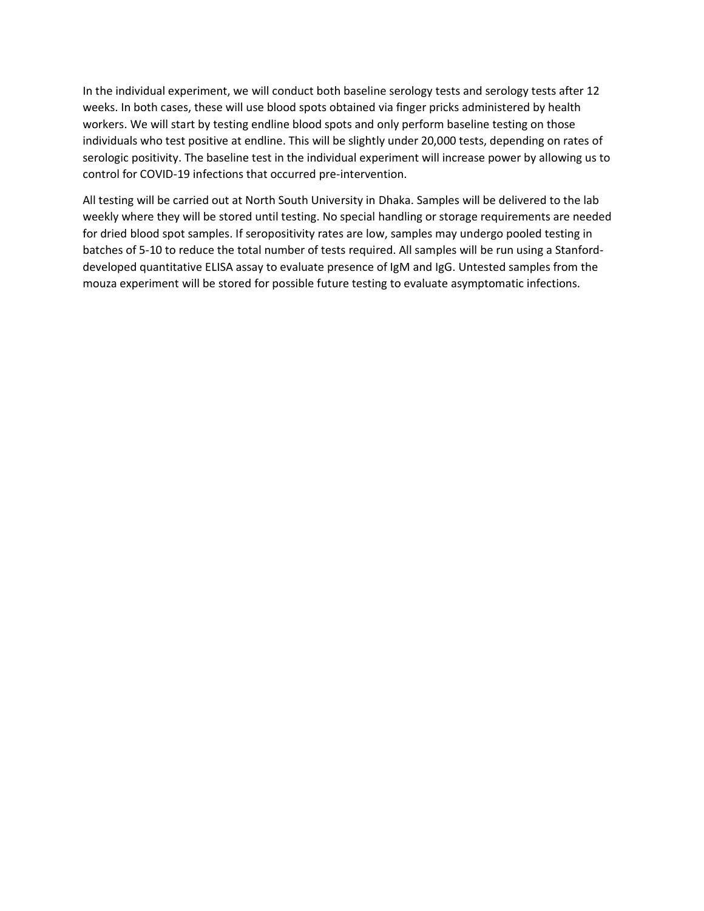In the individual experiment, we will conduct both baseline serology tests and serology tests after 12 weeks. In both cases, these will use blood spots obtained via finger pricks administered by health workers. We will start by testing endline blood spots and only perform baseline testing on those individuals who test positive at endline. This will be slightly under 20,000 tests, depending on rates of serologic positivity. The baseline test in the individual experiment will increase power by allowing us to control for COVID-19 infections that occurred pre-intervention.

All testing will be carried out at North South University in Dhaka. Samples will be delivered to the lab weekly where they will be stored until testing. No special handling or storage requirements are needed for dried blood spot samples. If seropositivity rates are low, samples may undergo pooled testing in batches of 5-10 to reduce the total number of tests required. All samples will be run using a Stanford-developed quantitative ELISA assay to evaluate presence of IgM and IgG. Untested samples from the mouza experiment will be stored for possible future testing to evaluate asymptomatic infections.